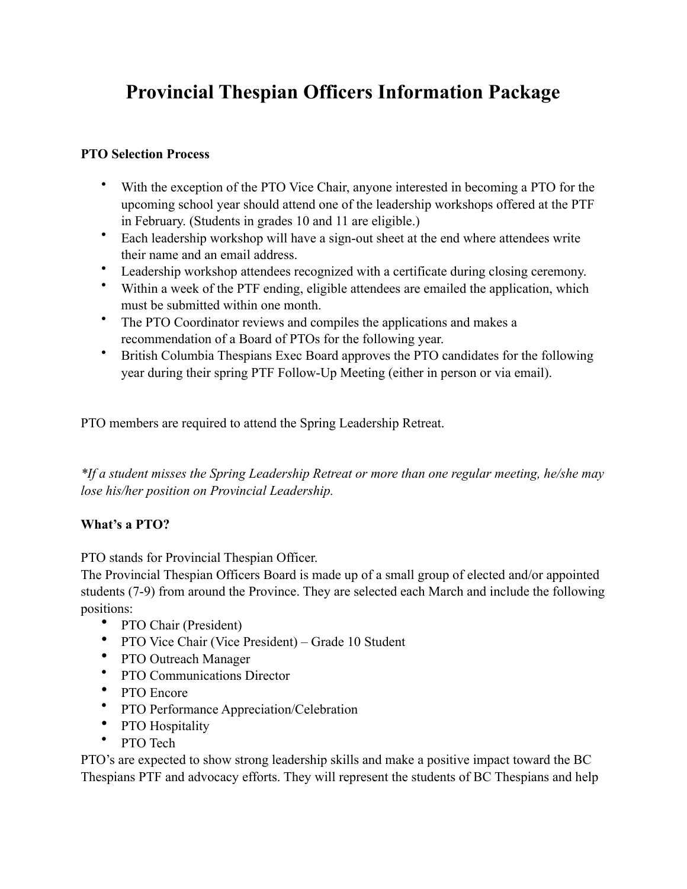# Provincial Thespian Officers Information Package

**PTO Selection Process**

- With the exception of the PTO Vice Chair, anyone interested in becoming a PTO for the upcoming school year should attend one of the leadership workshops offered at the PTF in February. (Students in grades 10 and 11 are eligible.)
- Each leadership workshop will have a sign-out sheet at the end where attendees write their name and an email address.
- Leadership workshop attendees recognized with a certificate during closing ceremony.
- Within a week of the PTF ending, eligible attendees are emailed the application, which must be submitted within one month.
- The PTO Coordinator reviews and compiles the applications and makes a recommendation of a Board of PTOs for the following year.
- British Columbia Thespians Exec Board approves the PTO candidates for the following year during their spring PTF Follow-Up Meeting (either in person or via email).

PTO members are required to attend the Spring Leadership Retreat.

*\*If a student misses the Spring Leadership Retreat or more than one regular meeting, he/she may lose his/her position on Provincial Leadership.*

**What's a PTO?**

PTO stands for Provincial Thespian Officer.
The Provincial Thespian Officers Board is made up of a small group of elected and/or appointed students (7-9) from around the Province. They are selected each March and include the following positions:

- PTO Chair (President)
- PTO Vice Chair (Vice President) – Grade 10 Student
- PTO Outreach Manager
- PTO Communications Director
- PTO Encore
- PTO Performance Appreciation/Celebration
- PTO Hospitality
- PTO Tech

PTO's are expected to show strong leadership skills and make a positive impact toward the BC Thespians PTF and advocacy efforts. They will represent the students of BC Thespians and help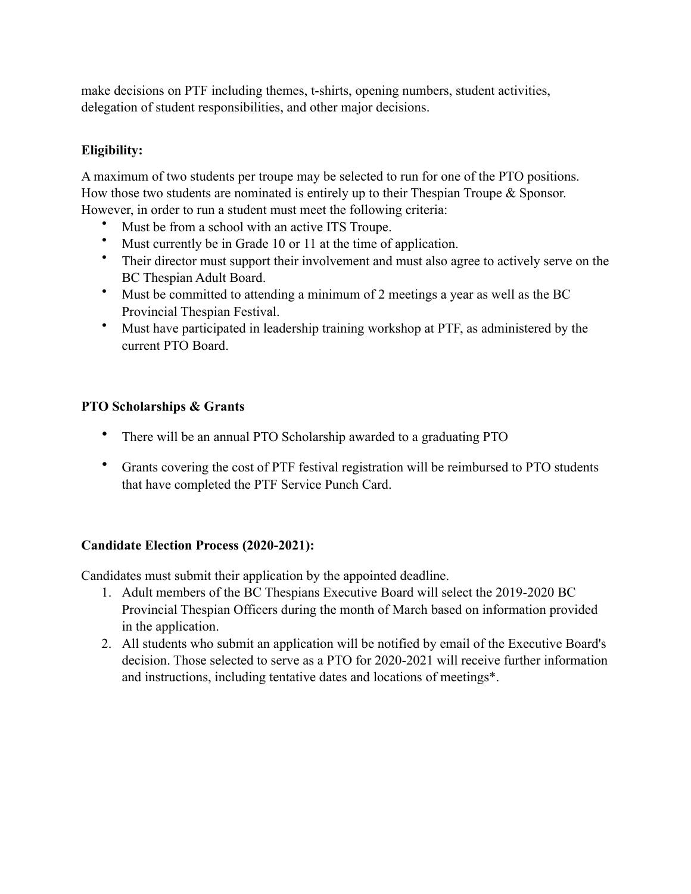make decisions on PTF including themes, t-shirts, opening numbers, student activities, delegation of student responsibilities, and other major decisions.

**Eligibility:**

A maximum of two students per troupe may be selected to run for one of the PTO positions. How those two students are nominated is entirely up to their Thespian Troupe & Sponsor. However, in order to run a student must meet the following criteria:

- Must be from a school with an active ITS Troupe.
- Must currently be in Grade 10 or 11 at the time of application.
- Their director must support their involvement and must also agree to actively serve on the BC Thespian Adult Board.
- Must be committed to attending a minimum of 2 meetings a year as well as the BC Provincial Thespian Festival.
- Must have participated in leadership training workshop at PTF, as administered by the current PTO Board.

**PTO Scholarships & Grants**

- There will be an annual PTO Scholarship awarded to a graduating PTO
- Grants covering the cost of PTF festival registration will be reimbursed to PTO students that have completed the PTF Service Punch Card.

**Candidate Election Process (2020-2021):**

Candidates must submit their application by the appointed deadline.

1. Adult members of the BC Thespians Executive Board will select the 2019-2020 BC Provincial Thespian Officers during the month of March based on information provided in the application.
2. All students who submit an application will be notified by email of the Executive Board's decision. Those selected to serve as a PTO for 2020-2021 will receive further information and instructions, including tentative dates and locations of meetings*.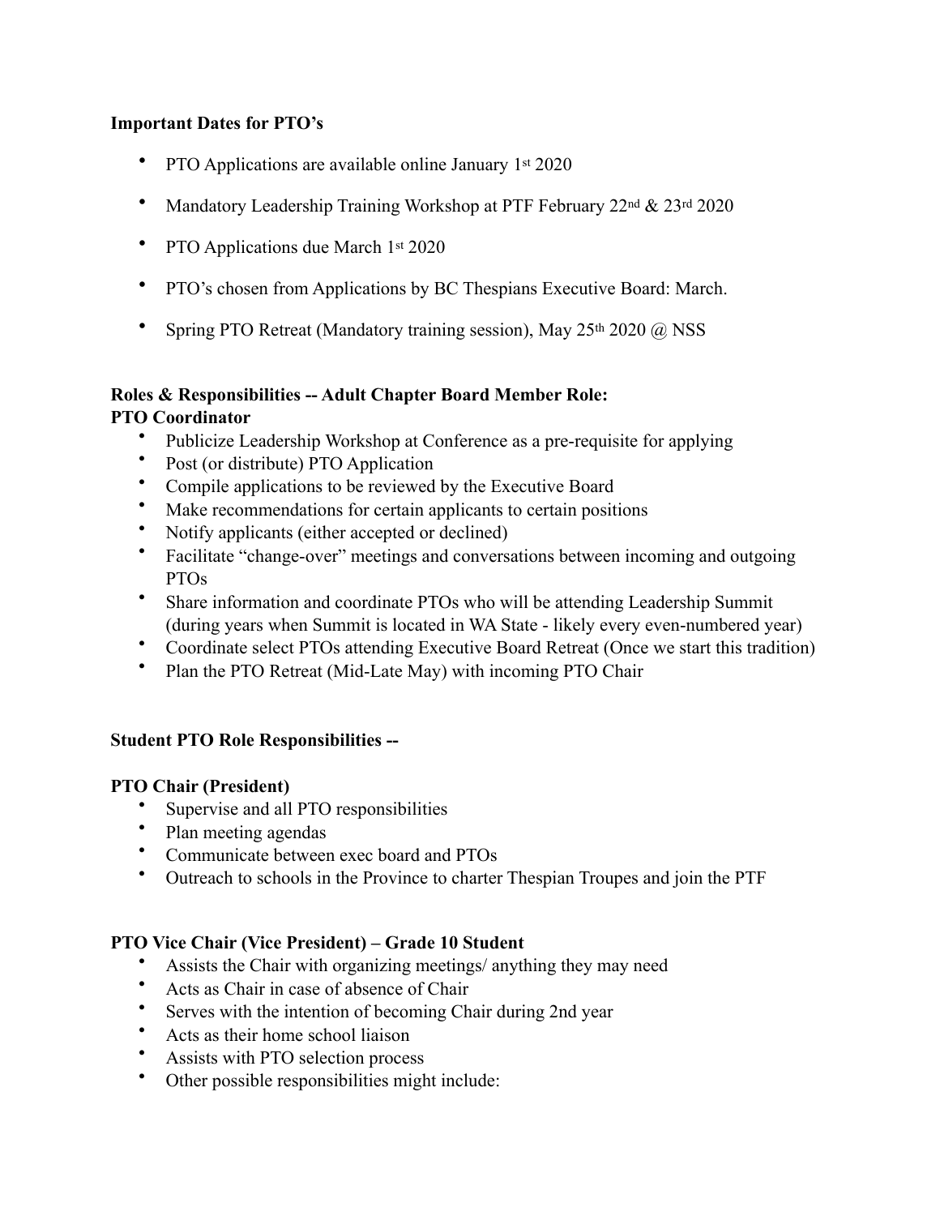**Important Dates for PTO's**

- PTO Applications are available online January 1st 2020
- Mandatory Leadership Training Workshop at PTF February 22nd & 23rd 2020
- PTO Applications due March 1st 2020
- PTO's chosen from Applications by BC Thespians Executive Board: March.
- Spring PTO Retreat (Mandatory training session), May 25th 2020 @ NSS

**Roles & Responsibilities -- Adult Chapter Board Member Role:**
**PTO Coordinator**

- Publicize Leadership Workshop at Conference as a pre-requisite for applying
- Post (or distribute) PTO Application
- Compile applications to be reviewed by the Executive Board
- Make recommendations for certain applicants to certain positions
- Notify applicants (either accepted or declined)
- Facilitate "change-over" meetings and conversations between incoming and outgoing PTOs
- Share information and coordinate PTOs who will be attending Leadership Summit (during years when Summit is located in WA State - likely every even-numbered year)
- Coordinate select PTOs attending Executive Board Retreat (Once we start this tradition)
- Plan the PTO Retreat (Mid-Late May) with incoming PTO Chair

**Student PTO Role Responsibilities --**

**PTO Chair (President)**

- Supervise and all PTO responsibilities
- Plan meeting agendas
- Communicate between exec board and PTOs
- Outreach to schools in the Province to charter Thespian Troupes and join the PTF

**PTO Vice Chair (Vice President) – Grade 10 Student**

- Assists the Chair with organizing meetings/ anything they may need
- Acts as Chair in case of absence of Chair
- Serves with the intention of becoming Chair during 2nd year
- Acts as their home school liaison
- Assists with PTO selection process
- Other possible responsibilities might include: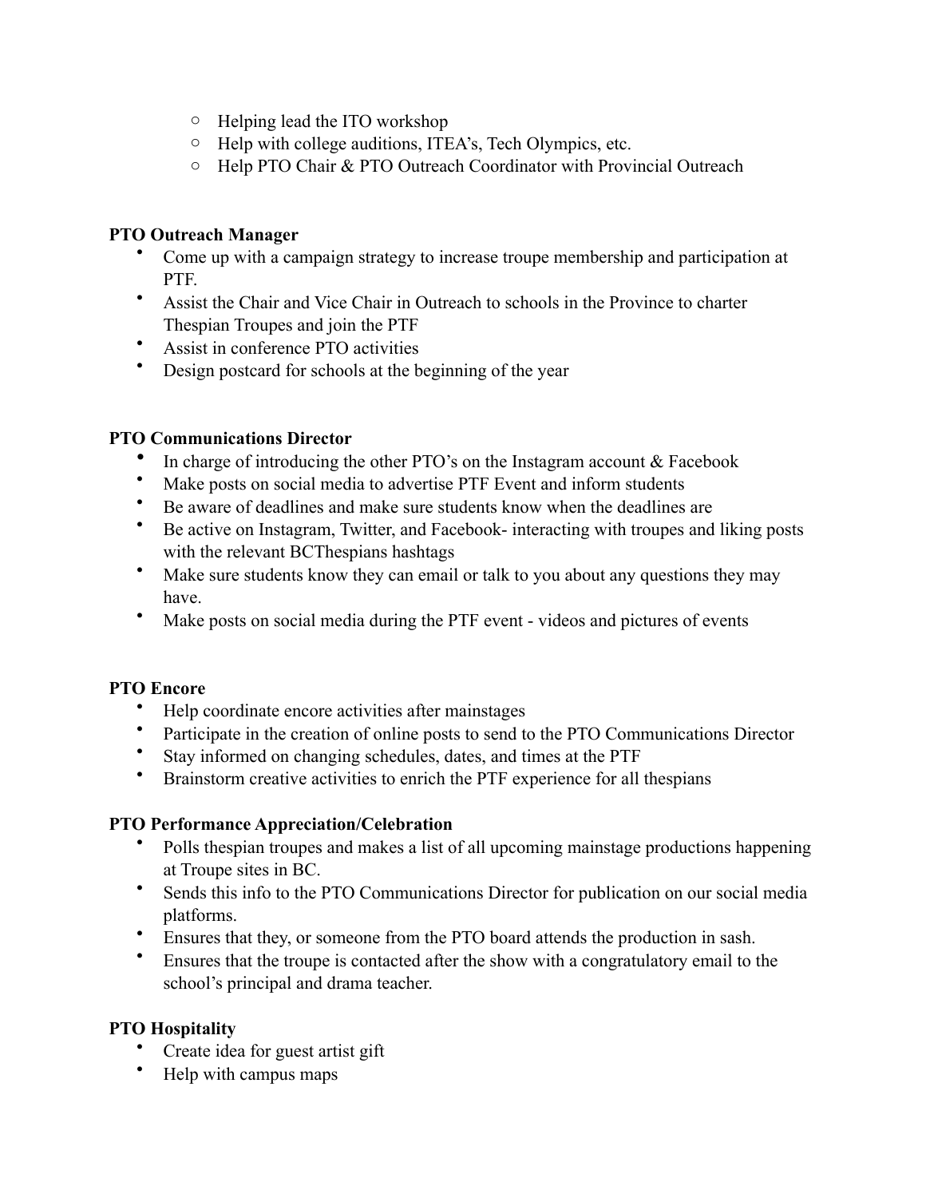- Helping lead the ITO workshop
  - Help with college auditions, ITEA's, Tech Olympics, etc.
  - Help PTO Chair & PTO Outreach Coordinator with Provincial Outreach

**PTO Outreach Manager**

- Come up with a campaign strategy to increase troupe membership and participation at PTF.
- Assist the Chair and Vice Chair in Outreach to schools in the Province to charter Thespian Troupes and join the PTF
- Assist in conference PTO activities
- Design postcard for schools at the beginning of the year

**PTO Communications Director**

- In charge of introducing the other PTO's on the Instagram account & Facebook
- Make posts on social media to advertise PTF Event and inform students
- Be aware of deadlines and make sure students know when the deadlines are
- Be active on Instagram, Twitter, and Facebook- interacting with troupes and liking posts with the relevant BCThespians hashtags
- Make sure students know they can email or talk to you about any questions they may have.
- Make posts on social media during the PTF event - videos and pictures of events

**PTO Encore**

- Help coordinate encore activities after mainstages
- Participate in the creation of online posts to send to the PTO Communications Director
- Stay informed on changing schedules, dates, and times at the PTF
- Brainstorm creative activities to enrich the PTF experience for all thespians

**PTO Performance Appreciation/Celebration**

- Polls thespian troupes and makes a list of all upcoming mainstage productions happening at Troupe sites in BC.
- Sends this info to the PTO Communications Director for publication on our social media platforms.
- Ensures that they, or someone from the PTO board attends the production in sash.
- Ensures that the troupe is contacted after the show with a congratulatory email to the school's principal and drama teacher.

**PTO Hospitality**

- Create idea for guest artist gift
- Help with campus maps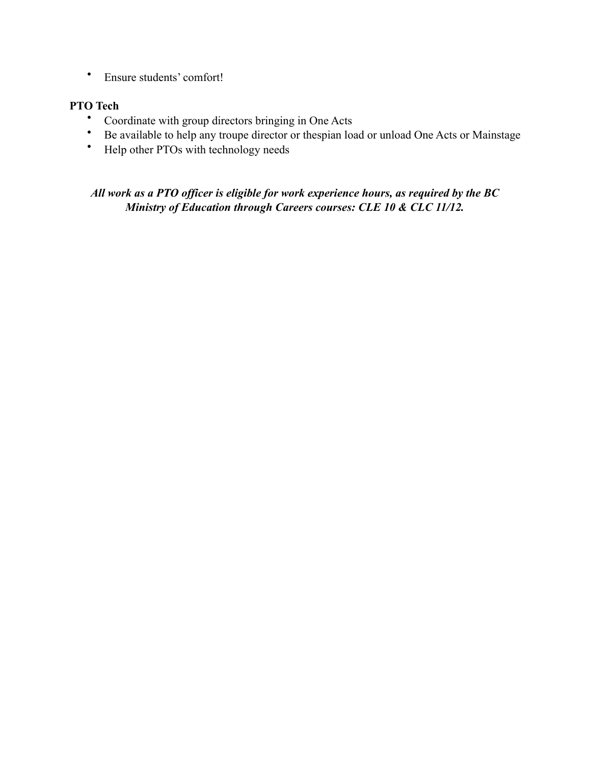- Ensure students' comfort!

**PTO Tech**

- Coordinate with group directors bringing in One Acts
- Be available to help any troupe director or thespian load or unload One Acts or Mainstage
- Help other PTOs with technology needs

***All work as a PTO officer is eligible for work experience hours, as required by the BC Ministry of Education through Careers courses: CLE 10 & CLC 11/12.***